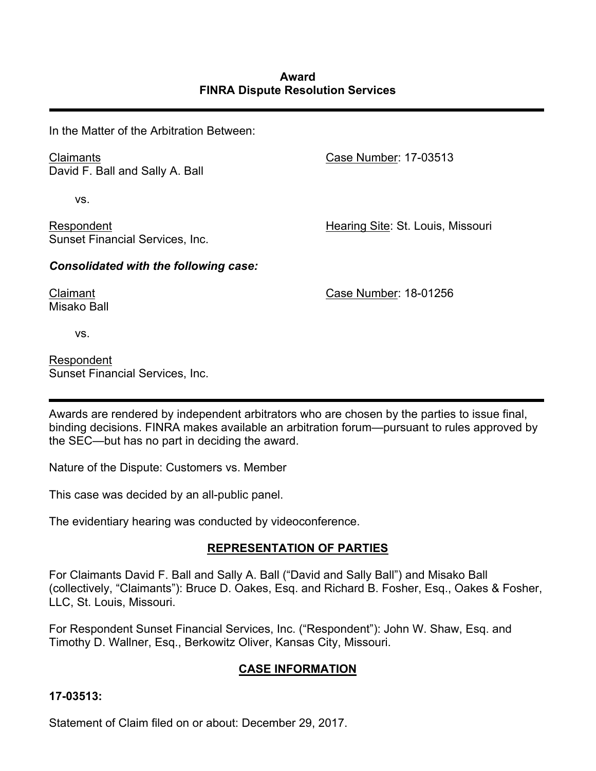**Award**
**FINRA Dispute Resolution Services**

---

In the Matter of the Arbitration Between:

Claimants
David F. Ball and Sally A. Ball

Case Number: 17-03513

vs.

Respondent
Sunset Financial Services, Inc.

Hearing Site: St. Louis, Missouri

***Consolidated with the following case:***

Claimant
Misako Ball

Case Number: 18-01256

vs.

Respondent
Sunset Financial Services, Inc.

---

Awards are rendered by independent arbitrators who are chosen by the parties to issue final, binding decisions. FINRA makes available an arbitration forum—pursuant to rules approved by the SEC—but has no part in deciding the award.

Nature of the Dispute: Customers vs. Member

This case was decided by an all-public panel.

The evidentiary hearing was conducted by videoconference.

## REPRESENTATION OF PARTIES

For Claimants David F. Ball and Sally A. Ball ("David and Sally Ball") and Misako Ball (collectively, "Claimants"): Bruce D. Oakes, Esq. and Richard B. Fosher, Esq., Oakes & Fosher, LLC, St. Louis, Missouri.

For Respondent Sunset Financial Services, Inc. ("Respondent"): John W. Shaw, Esq. and Timothy D. Wallner, Esq., Berkowitz Oliver, Kansas City, Missouri.

## CASE INFORMATION

**17-03513:**

Statement of Claim filed on or about: December 29, 2017.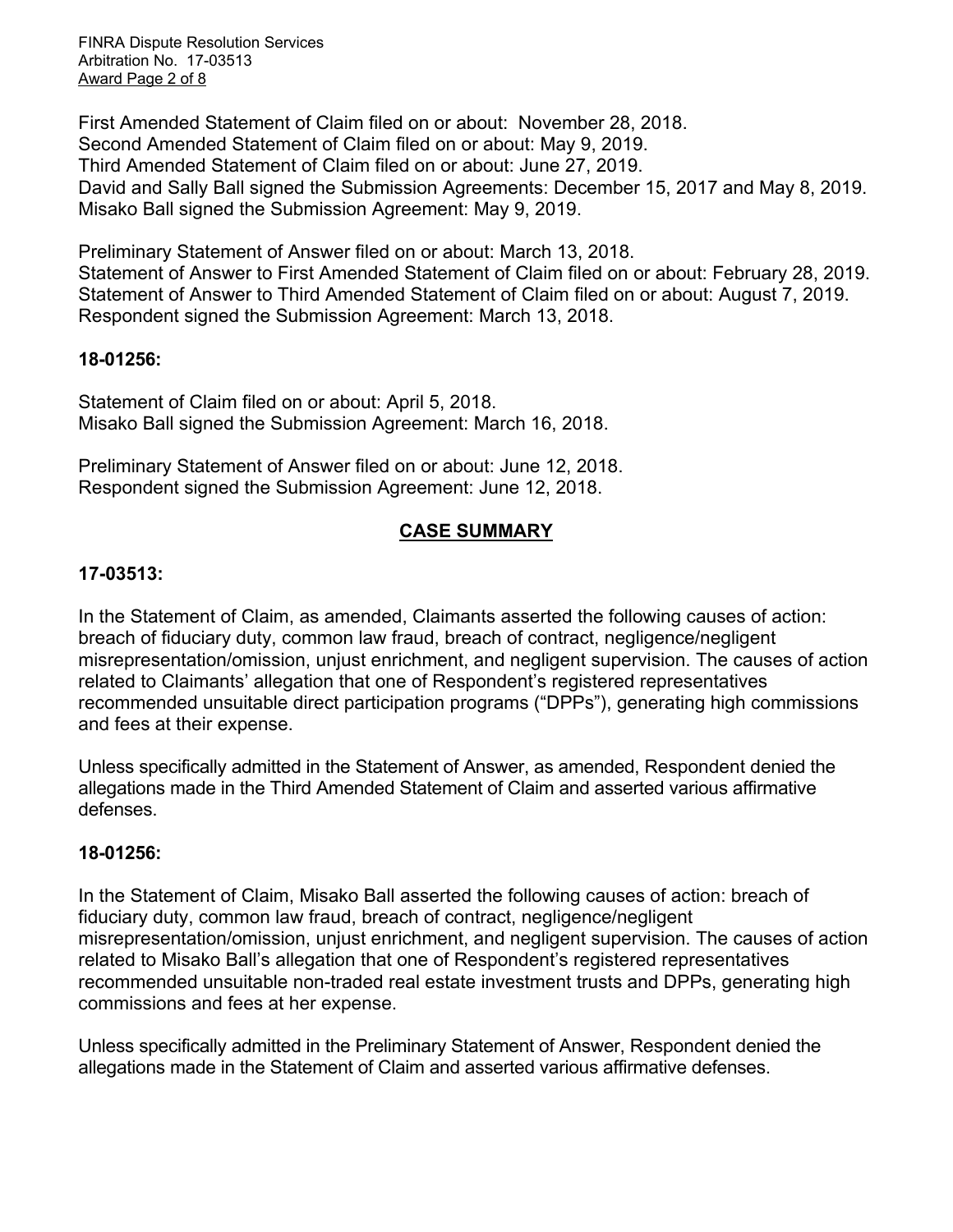First Amended Statement of Claim filed on or about: November 28, 2018.
Second Amended Statement of Claim filed on or about: May 9, 2019.
Third Amended Statement of Claim filed on or about: June 27, 2019.
David and Sally Ball signed the Submission Agreements: December 15, 2017 and May 8, 2019.
Misako Ball signed the Submission Agreement: May 9, 2019.

Preliminary Statement of Answer filed on or about: March 13, 2018.
Statement of Answer to First Amended Statement of Claim filed on or about: February 28, 2019.
Statement of Answer to Third Amended Statement of Claim filed on or about: August 7, 2019.
Respondent signed the Submission Agreement: March 13, 2018.

**18-01256:**

Statement of Claim filed on or about: April 5, 2018.
Misako Ball signed the Submission Agreement: March 16, 2018.

Preliminary Statement of Answer filed on or about: June 12, 2018.
Respondent signed the Submission Agreement: June 12, 2018.

## CASE SUMMARY

**17-03513:**

In the Statement of Claim, as amended, Claimants asserted the following causes of action: breach of fiduciary duty, common law fraud, breach of contract, negligence/negligent misrepresentation/omission, unjust enrichment, and negligent supervision. The causes of action related to Claimants' allegation that one of Respondent's registered representatives recommended unsuitable direct participation programs ("DPPs"), generating high commissions and fees at their expense.

Unless specifically admitted in the Statement of Answer, as amended, Respondent denied the allegations made in the Third Amended Statement of Claim and asserted various affirmative defenses.

**18-01256:**

In the Statement of Claim, Misako Ball asserted the following causes of action: breach of fiduciary duty, common law fraud, breach of contract, negligence/negligent misrepresentation/omission, unjust enrichment, and negligent supervision. The causes of action related to Misako Ball's allegation that one of Respondent's registered representatives recommended unsuitable non-traded real estate investment trusts and DPPs, generating high commissions and fees at her expense.

Unless specifically admitted in the Preliminary Statement of Answer, Respondent denied the allegations made in the Statement of Claim and asserted various affirmative defenses.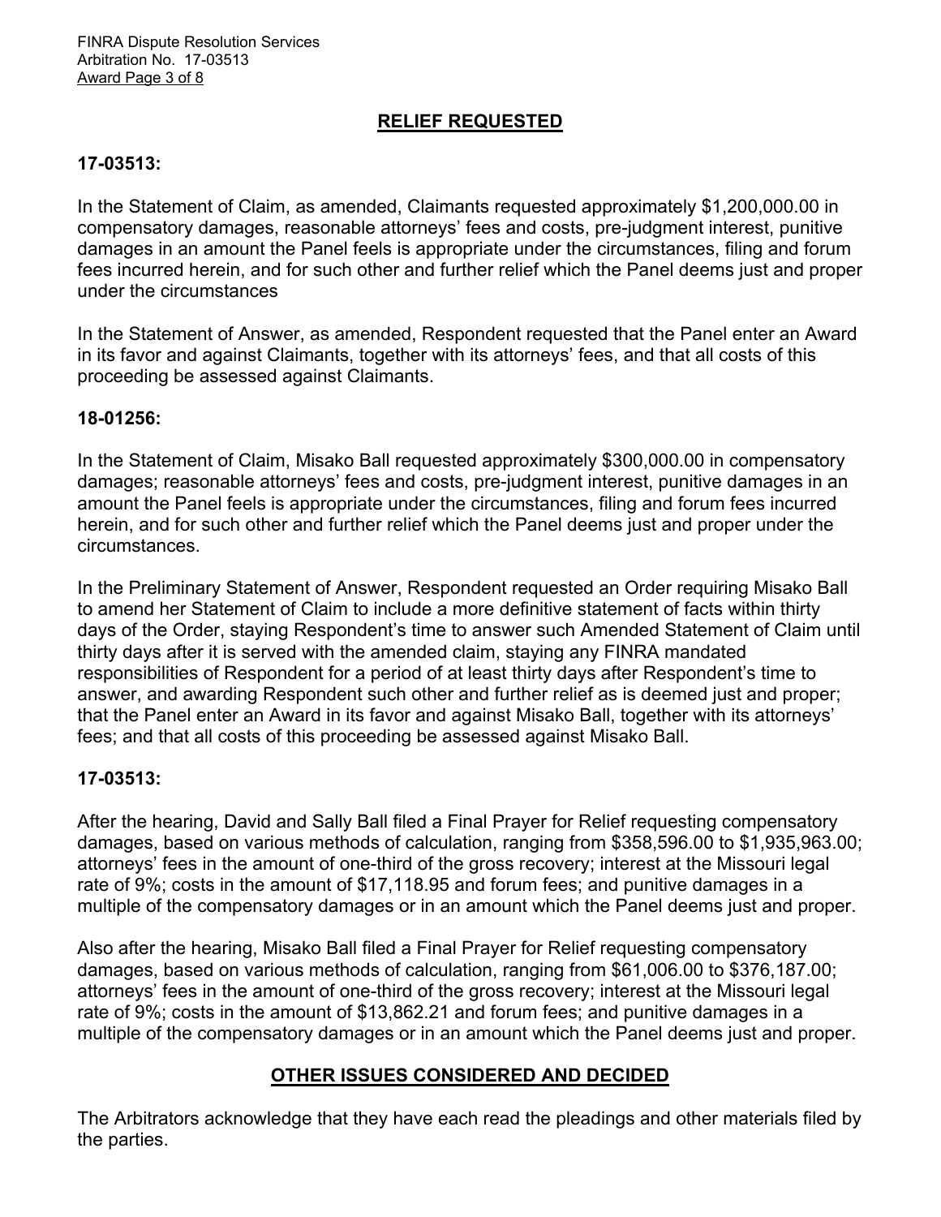## RELIEF REQUESTED

**17-03513:**

In the Statement of Claim, as amended, Claimants requested approximately $1,200,000.00 in compensatory damages, reasonable attorneys' fees and costs, pre-judgment interest, punitive damages in an amount the Panel feels is appropriate under the circumstances, filing and forum fees incurred herein, and for such other and further relief which the Panel deems just and proper under the circumstances

In the Statement of Answer, as amended, Respondent requested that the Panel enter an Award in its favor and against Claimants, together with its attorneys' fees, and that all costs of this proceeding be assessed against Claimants.

**18-01256:**

In the Statement of Claim, Misako Ball requested approximately $300,000.00 in compensatory damages; reasonable attorneys' fees and costs, pre-judgment interest, punitive damages in an amount the Panel feels is appropriate under the circumstances, filing and forum fees incurred herein, and for such other and further relief which the Panel deems just and proper under the circumstances.

In the Preliminary Statement of Answer, Respondent requested an Order requiring Misako Ball to amend her Statement of Claim to include a more definitive statement of facts within thirty days of the Order, staying Respondent's time to answer such Amended Statement of Claim until thirty days after it is served with the amended claim, staying any FINRA mandated responsibilities of Respondent for a period of at least thirty days after Respondent's time to answer, and awarding Respondent such other and further relief as is deemed just and proper; that the Panel enter an Award in its favor and against Misako Ball, together with its attorneys' fees; and that all costs of this proceeding be assessed against Misako Ball.

**17-03513:**

After the hearing, David and Sally Ball filed a Final Prayer for Relief requesting compensatory damages, based on various methods of calculation, ranging from $358,596.00 to $1,935,963.00; attorneys' fees in the amount of one-third of the gross recovery; interest at the Missouri legal rate of 9%; costs in the amount of $17,118.95 and forum fees; and punitive damages in a multiple of the compensatory damages or in an amount which the Panel deems just and proper.

Also after the hearing, Misako Ball filed a Final Prayer for Relief requesting compensatory damages, based on various methods of calculation, ranging from $61,006.00 to $376,187.00; attorneys' fees in the amount of one-third of the gross recovery; interest at the Missouri legal rate of 9%; costs in the amount of $13,862.21 and forum fees; and punitive damages in a multiple of the compensatory damages or in an amount which the Panel deems just and proper.

## OTHER ISSUES CONSIDERED AND DECIDED

The Arbitrators acknowledge that they have each read the pleadings and other materials filed by the parties.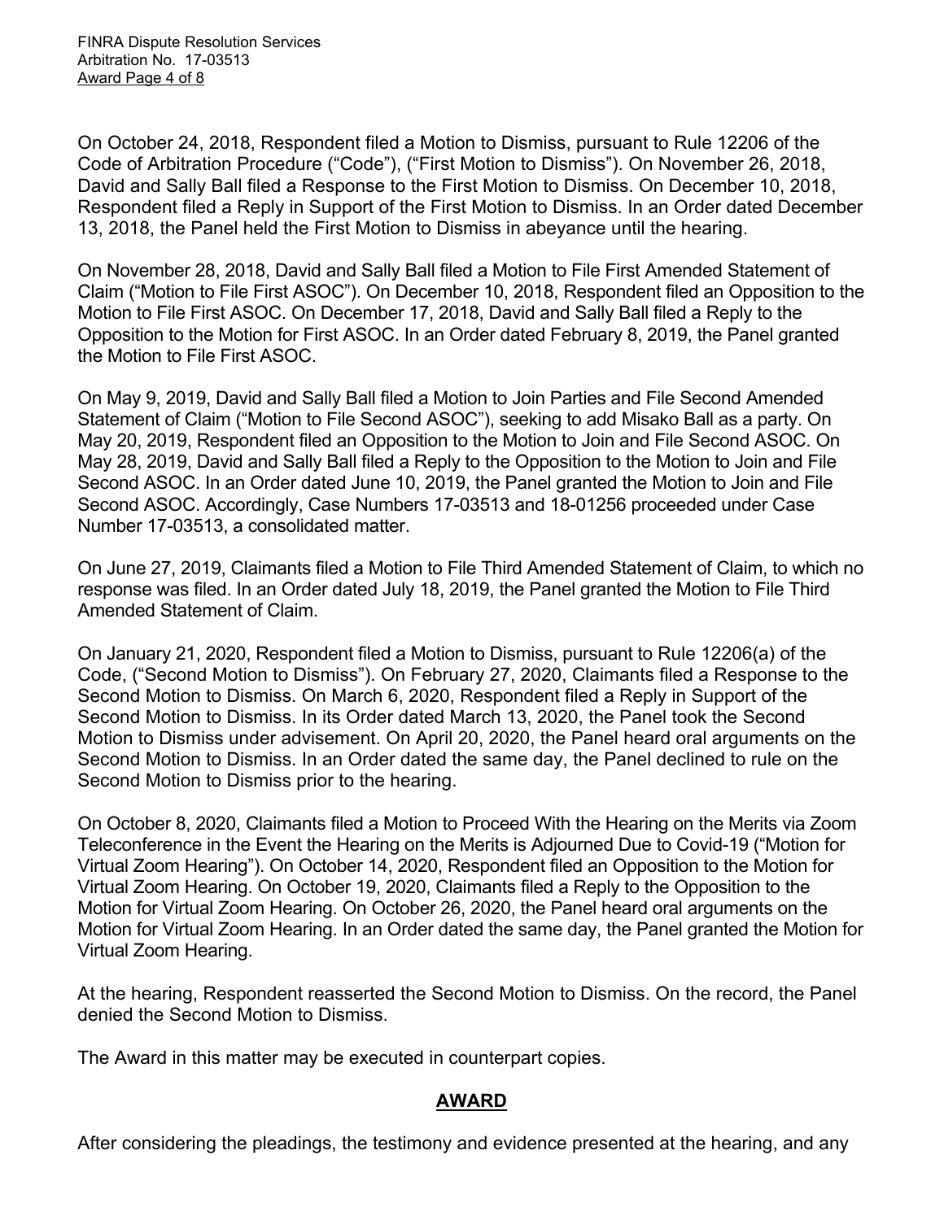On October 24, 2018, Respondent filed a Motion to Dismiss, pursuant to Rule 12206 of the Code of Arbitration Procedure ("Code"), ("First Motion to Dismiss"). On November 26, 2018, David and Sally Ball filed a Response to the First Motion to Dismiss. On December 10, 2018, Respondent filed a Reply in Support of the First Motion to Dismiss. In an Order dated December 13, 2018, the Panel held the First Motion to Dismiss in abeyance until the hearing.

On November 28, 2018, David and Sally Ball filed a Motion to File First Amended Statement of Claim ("Motion to File First ASOC"). On December 10, 2018, Respondent filed an Opposition to the Motion to File First ASOC. On December 17, 2018, David and Sally Ball filed a Reply to the Opposition to the Motion for First ASOC. In an Order dated February 8, 2019, the Panel granted the Motion to File First ASOC.

On May 9, 2019, David and Sally Ball filed a Motion to Join Parties and File Second Amended Statement of Claim ("Motion to File Second ASOC"), seeking to add Misako Ball as a party. On May 20, 2019, Respondent filed an Opposition to the Motion to Join and File Second ASOC. On May 28, 2019, David and Sally Ball filed a Reply to the Opposition to the Motion to Join and File Second ASOC. In an Order dated June 10, 2019, the Panel granted the Motion to Join and File Second ASOC. Accordingly, Case Numbers 17-03513 and 18-01256 proceeded under Case Number 17-03513, a consolidated matter.

On June 27, 2019, Claimants filed a Motion to File Third Amended Statement of Claim, to which no response was filed. In an Order dated July 18, 2019, the Panel granted the Motion to File Third Amended Statement of Claim.

On January 21, 2020, Respondent filed a Motion to Dismiss, pursuant to Rule 12206(a) of the Code, ("Second Motion to Dismiss"). On February 27, 2020, Claimants filed a Response to the Second Motion to Dismiss. On March 6, 2020, Respondent filed a Reply in Support of the Second Motion to Dismiss. In its Order dated March 13, 2020, the Panel took the Second Motion to Dismiss under advisement. On April 20, 2020, the Panel heard oral arguments on the Second Motion to Dismiss. In an Order dated the same day, the Panel declined to rule on the Second Motion to Dismiss prior to the hearing.

On October 8, 2020, Claimants filed a Motion to Proceed With the Hearing on the Merits via Zoom Teleconference in the Event the Hearing on the Merits is Adjourned Due to Covid-19 ("Motion for Virtual Zoom Hearing"). On October 14, 2020, Respondent filed an Opposition to the Motion for Virtual Zoom Hearing. On October 19, 2020, Claimants filed a Reply to the Opposition to the Motion for Virtual Zoom Hearing. On October 26, 2020, the Panel heard oral arguments on the Motion for Virtual Zoom Hearing. In an Order dated the same day, the Panel granted the Motion for Virtual Zoom Hearing.

At the hearing, Respondent reasserted the Second Motion to Dismiss. On the record, the Panel denied the Second Motion to Dismiss.

The Award in this matter may be executed in counterpart copies.

## **AWARD**

After considering the pleadings, the testimony and evidence presented at the hearing, and any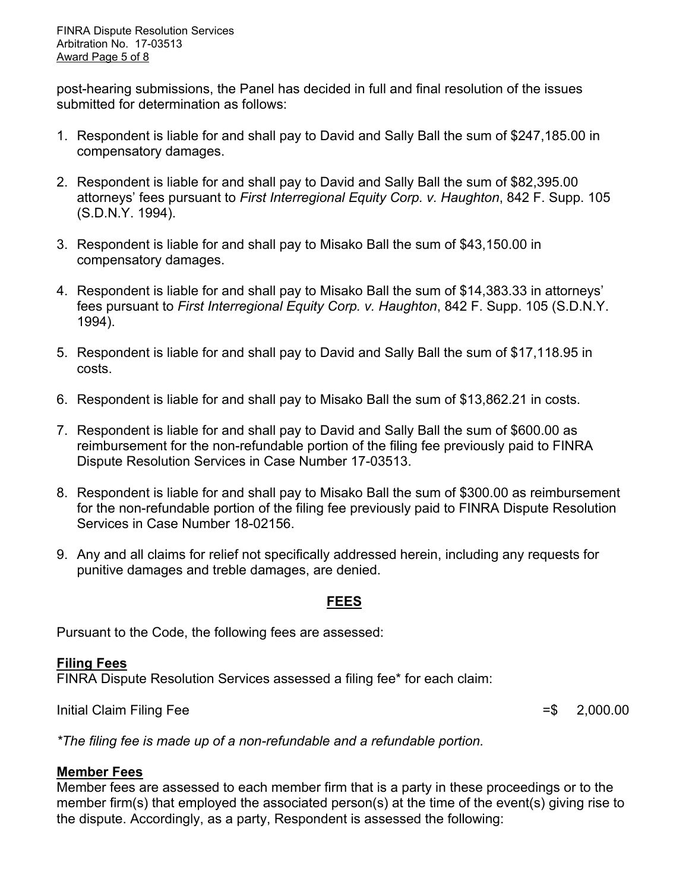post-hearing submissions, the Panel has decided in full and final resolution of the issues submitted for determination as follows:

1. Respondent is liable for and shall pay to David and Sally Ball the sum of $247,185.00 in compensatory damages.

2. Respondent is liable for and shall pay to David and Sally Ball the sum of $82,395.00 attorneys' fees pursuant to *First Interregional Equity Corp. v. Haughton*, 842 F. Supp. 105 (S.D.N.Y. 1994).

3. Respondent is liable for and shall pay to Misako Ball the sum of $43,150.00 in compensatory damages.

4. Respondent is liable for and shall pay to Misako Ball the sum of $14,383.33 in attorneys' fees pursuant to *First Interregional Equity Corp. v. Haughton*, 842 F. Supp. 105 (S.D.N.Y. 1994).

5. Respondent is liable for and shall pay to David and Sally Ball the sum of $17,118.95 in costs.

6. Respondent is liable for and shall pay to Misako Ball the sum of $13,862.21 in costs.

7. Respondent is liable for and shall pay to David and Sally Ball the sum of $600.00 as reimbursement for the non-refundable portion of the filing fee previously paid to FINRA Dispute Resolution Services in Case Number 17-03513.

8. Respondent is liable for and shall pay to Misako Ball the sum of $300.00 as reimbursement for the non-refundable portion of the filing fee previously paid to FINRA Dispute Resolution Services in Case Number 18-02156.

9. Any and all claims for relief not specifically addressed herein, including any requests for punitive damages and treble damages, are denied.

## FEES

Pursuant to the Code, the following fees are assessed:

**Filing Fees**
FINRA Dispute Resolution Services assessed a filing fee* for each claim:

Initial Claim Filing Fee =$ 2,000.00

*\*The filing fee is made up of a non-refundable and a refundable portion.*

**Member Fees**
Member fees are assessed to each member firm that is a party in these proceedings or to the member firm(s) that employed the associated person(s) at the time of the event(s) giving rise to the dispute. Accordingly, as a party, Respondent is assessed the following: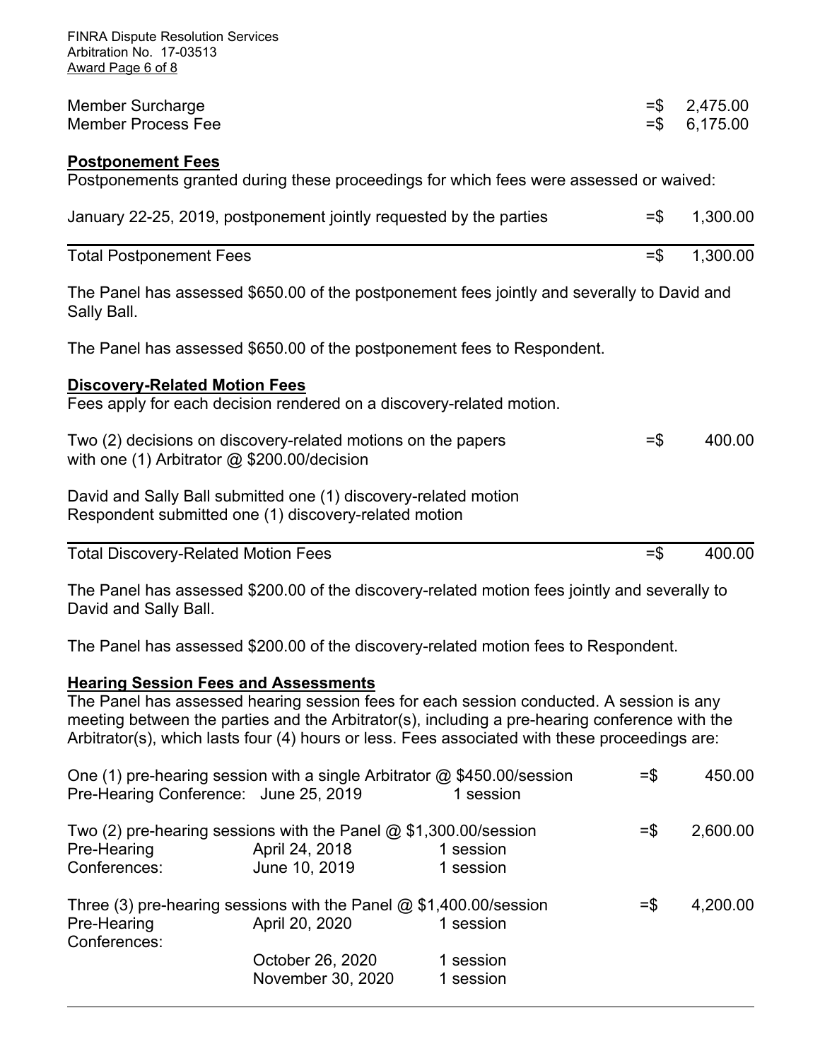| | |
|---|---|
| Member Surcharge | =$ 2,475.00 |
| Member Process Fee | =$ 6,175.00 |

**Postponement Fees**

Postponements granted during these proceedings for which fees were assessed or waived:

| | |
|---|---|
| January 22-25, 2019, postponement jointly requested by the parties | =$ 1,300.00 |
| Total Postponement Fees | =$ 1,300.00 |

The Panel has assessed $650.00 of the postponement fees jointly and severally to David and Sally Ball.

The Panel has assessed $650.00 of the postponement fees to Respondent.

**Discovery-Related Motion Fees**

Fees apply for each decision rendered on a discovery-related motion.

| | |
|---|---|
| Two (2) decisions on discovery-related motions on the papers with one (1) Arbitrator @ $200.00/decision | =$ 400.00 |

David and Sally Ball submitted one (1) discovery-related motion
Respondent submitted one (1) discovery-related motion

| | |
|---|---|
| Total Discovery-Related Motion Fees | =$ 400.00 |

The Panel has assessed $200.00 of the discovery-related motion fees jointly and severally to David and Sally Ball.

The Panel has assessed $200.00 of the discovery-related motion fees to Respondent.

**Hearing Session Fees and Assessments**

The Panel has assessed hearing session fees for each session conducted. A session is any meeting between the parties and the Arbitrator(s), including a pre-hearing conference with the Arbitrator(s), which lasts four (4) hours or less. Fees associated with these proceedings are:

| | | | |
|---|---|---|---|
| One (1) pre-hearing session with a single Arbitrator @ $450.00/session | | | =$ 450.00 |
| Pre-Hearing Conference: | June 25, 2019 | 1 session | |
| Two (2) pre-hearing sessions with the Panel @ $1,300.00/session | | | =$ 2,600.00 |
| Pre-Hearing Conferences: | April 24, 2018 | 1 session | |
| | June 10, 2019 | 1 session | |
| Three (3) pre-hearing sessions with the Panel @ $1,400.00/session | | | =$ 4,200.00 |
| Pre-Hearing Conferences: | April 20, 2020 | 1 session | |
| | October 26, 2020 | 1 session | |
| | November 30, 2020 | 1 session | |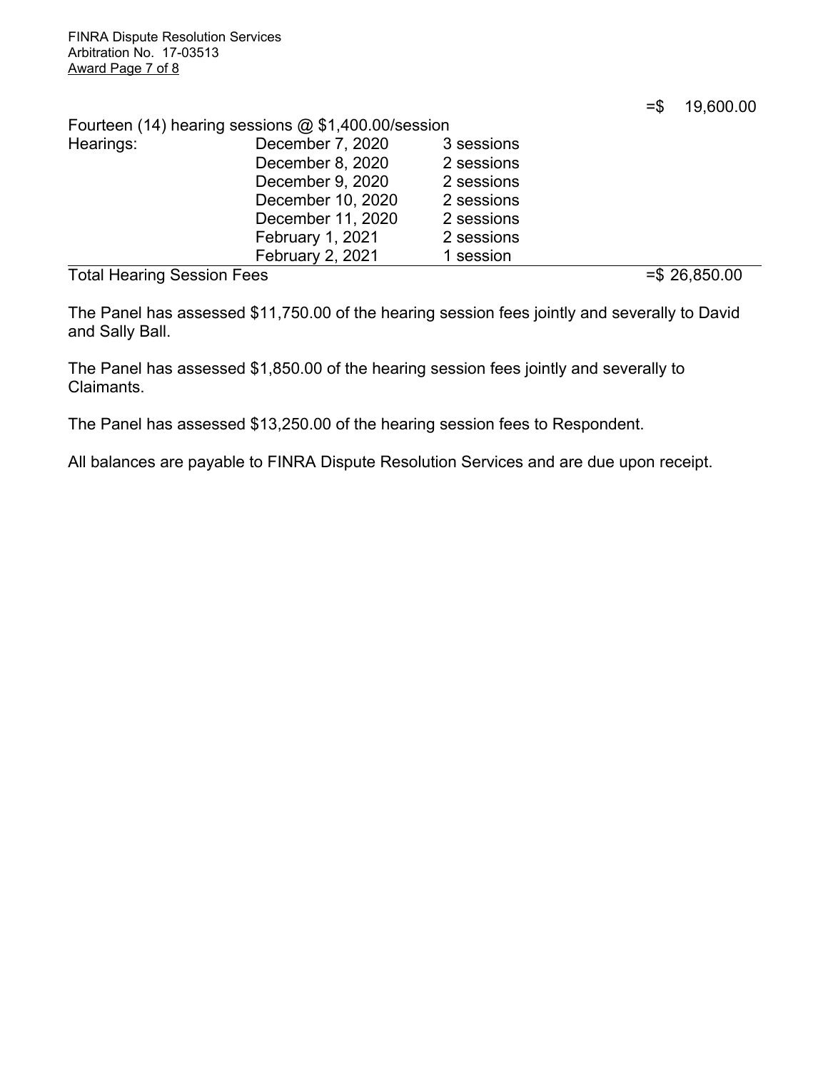=$ 19,600.00

Fourteen (14) hearing sessions @ $1,400.00/session

| Hearings: | | |
|---|---|---|
| | December 7, 2020 | 3 sessions |
| | December 8, 2020 | 2 sessions |
| | December 9, 2020 | 2 sessions |
| | December 10, 2020 | 2 sessions |
| | December 11, 2020 | 2 sessions |
| | February 1, 2021 | 2 sessions |
| | February 2, 2021 | 1 session |

Total Hearing Session Fees =$ 26,850.00

The Panel has assessed $11,750.00 of the hearing session fees jointly and severally to David and Sally Ball.

The Panel has assessed $1,850.00 of the hearing session fees jointly and severally to Claimants.

The Panel has assessed $13,250.00 of the hearing session fees to Respondent.

All balances are payable to FINRA Dispute Resolution Services and are due upon receipt.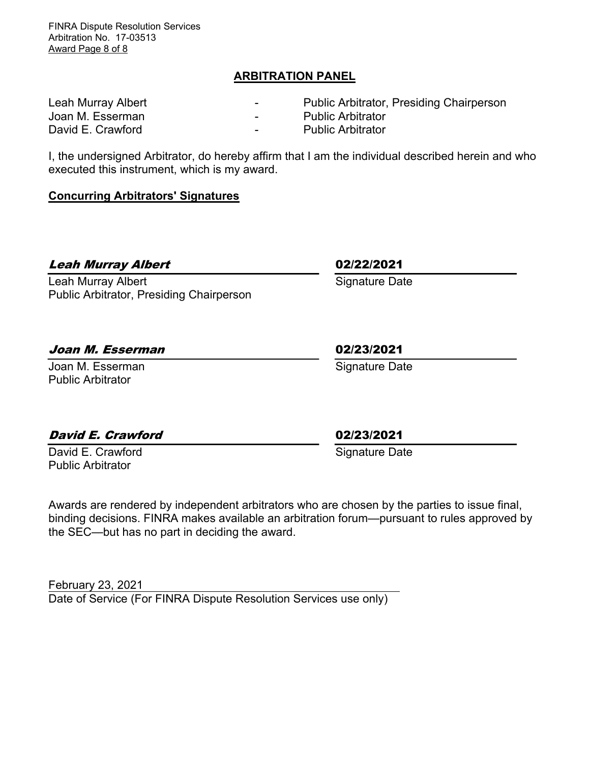## ARBITRATION PANEL

| | | |
|---|---|---|
| Leah Murray Albert | - | Public Arbitrator, Presiding Chairperson |
| Joan M. Esserman | - | Public Arbitrator |
| David E. Crawford | - | Public Arbitrator |

I, the undersigned Arbitrator, do hereby affirm that I am the individual described herein and who executed this instrument, which is my award.

**Concurring Arbitrators' Signatures**

| | |
|---|---|
| *Leah Murray Albert* | **02/22/2021** |
| Leah Murray Albert<br>Public Arbitrator, Presiding Chairperson | Signature Date |
| *Joan M. Esserman* | **02/23/2021** |
| Joan M. Esserman<br>Public Arbitrator | Signature Date |
| *David E. Crawford* | **02/23/2021** |
| David E. Crawford<br>Public Arbitrator | Signature Date |

Awards are rendered by independent arbitrators who are chosen by the parties to issue final, binding decisions. FINRA makes available an arbitration forum—pursuant to rules approved by the SEC—but has no part in deciding the award.

February 23, 2021
Date of Service (For FINRA Dispute Resolution Services use only)